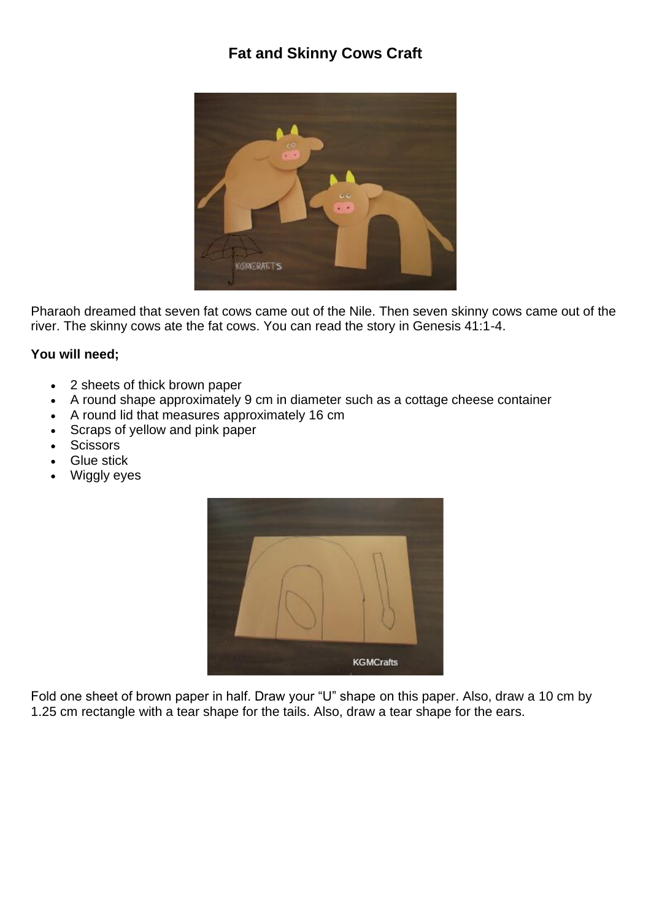# Fat and Skinny Cows Craft

Pharaoh dreamed that seven fat cows came out of the Nile. Then seven skinny cows came out of the river. The skinny cows ate the fat cows. You can read the story in Genesis 41:1-4.

**You will need;**

- 2 sheets of thick brown paper
- A round shape approximately 9 cm in diameter such as a cottage cheese container
- A round lid that measures approximately 16 cm
- Scraps of yellow and pink paper
- Scissors
- Glue stick
- Wiggly eyes

Fold one sheet of brown paper in half. Draw your "U" shape on this paper. Also, draw a 10 cm by 1.25 cm rectangle with a tear shape for the tails. Also, draw a tear shape for the ears.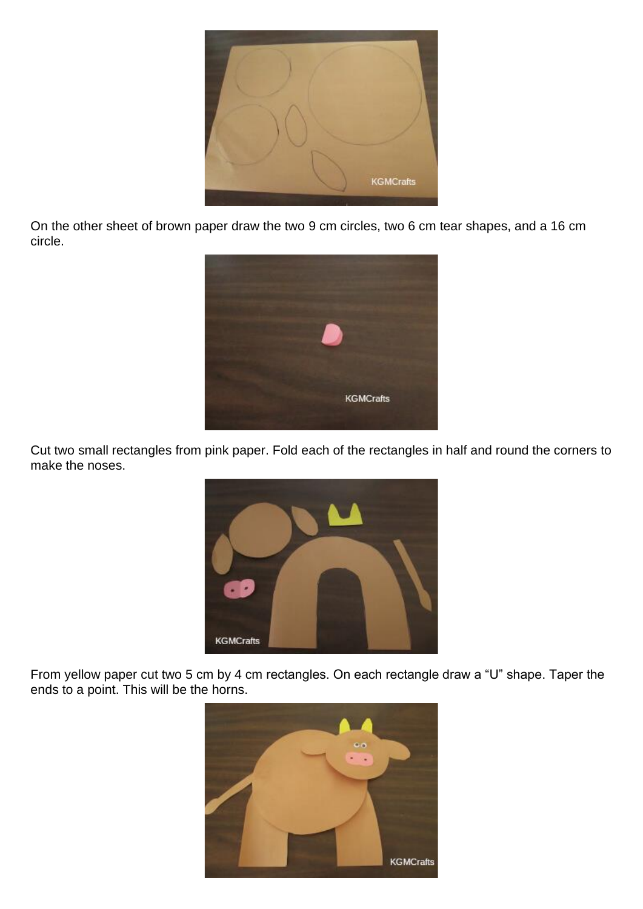On the other sheet of brown paper draw the two 9 cm circles, two 6 cm tear shapes, and a 16 cm circle.

Cut two small rectangles from pink paper. Fold each of the rectangles in half and round the corners to make the noses.

From yellow paper cut two 5 cm by 4 cm rectangles. On each rectangle draw a “U” shape. Taper the ends to a point. This will be the horns.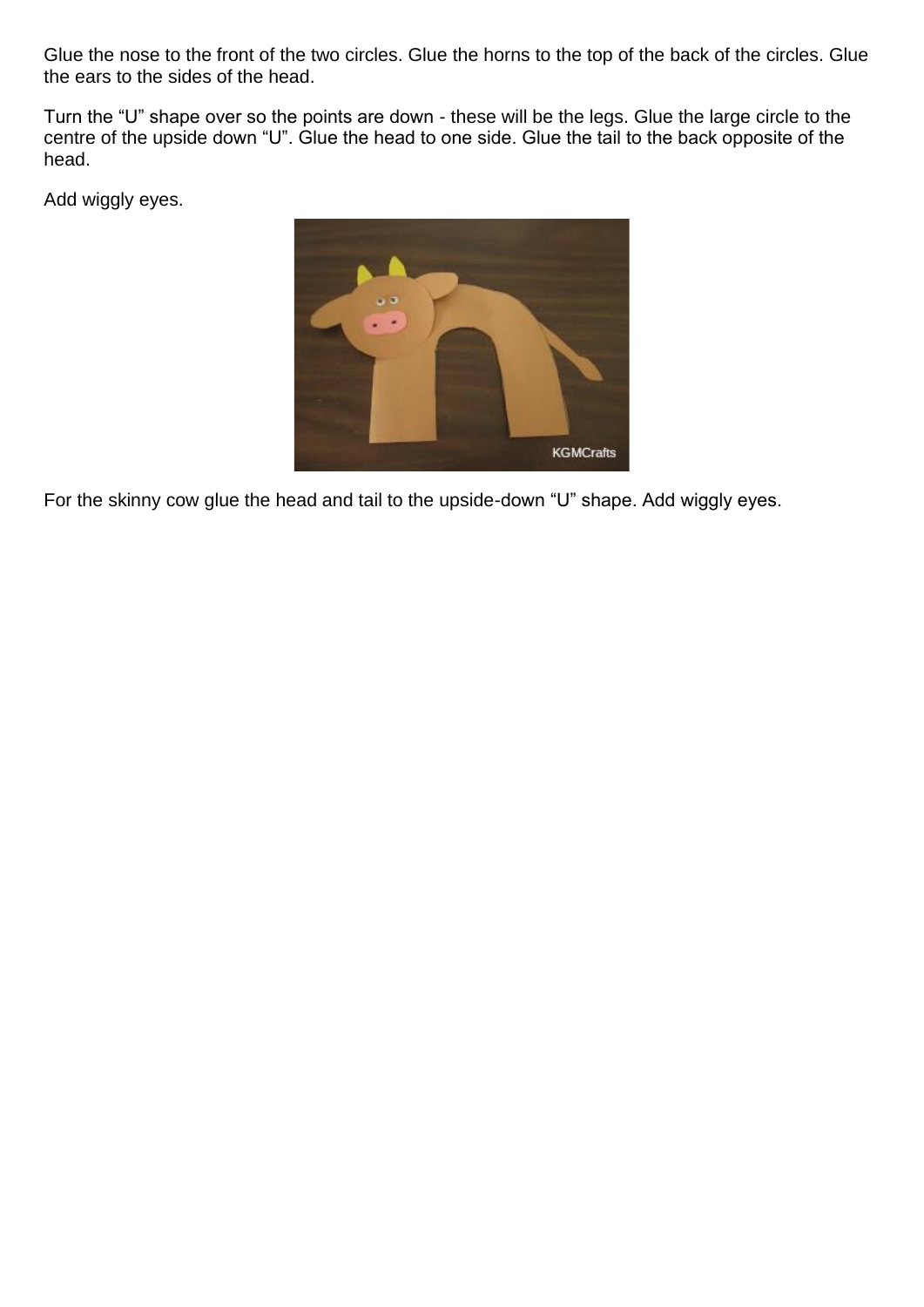Glue the nose to the front of the two circles. Glue the horns to the top of the back of the circles. Glue the ears to the sides of the head.

Turn the “U” shape over so the points are down - these will be the legs. Glue the large circle to the centre of the upside down “U”. Glue the head to one side. Glue the tail to the back opposite of the head.

Add wiggly eyes.

For the skinny cow glue the head and tail to the upside-down “U” shape. Add wiggly eyes.